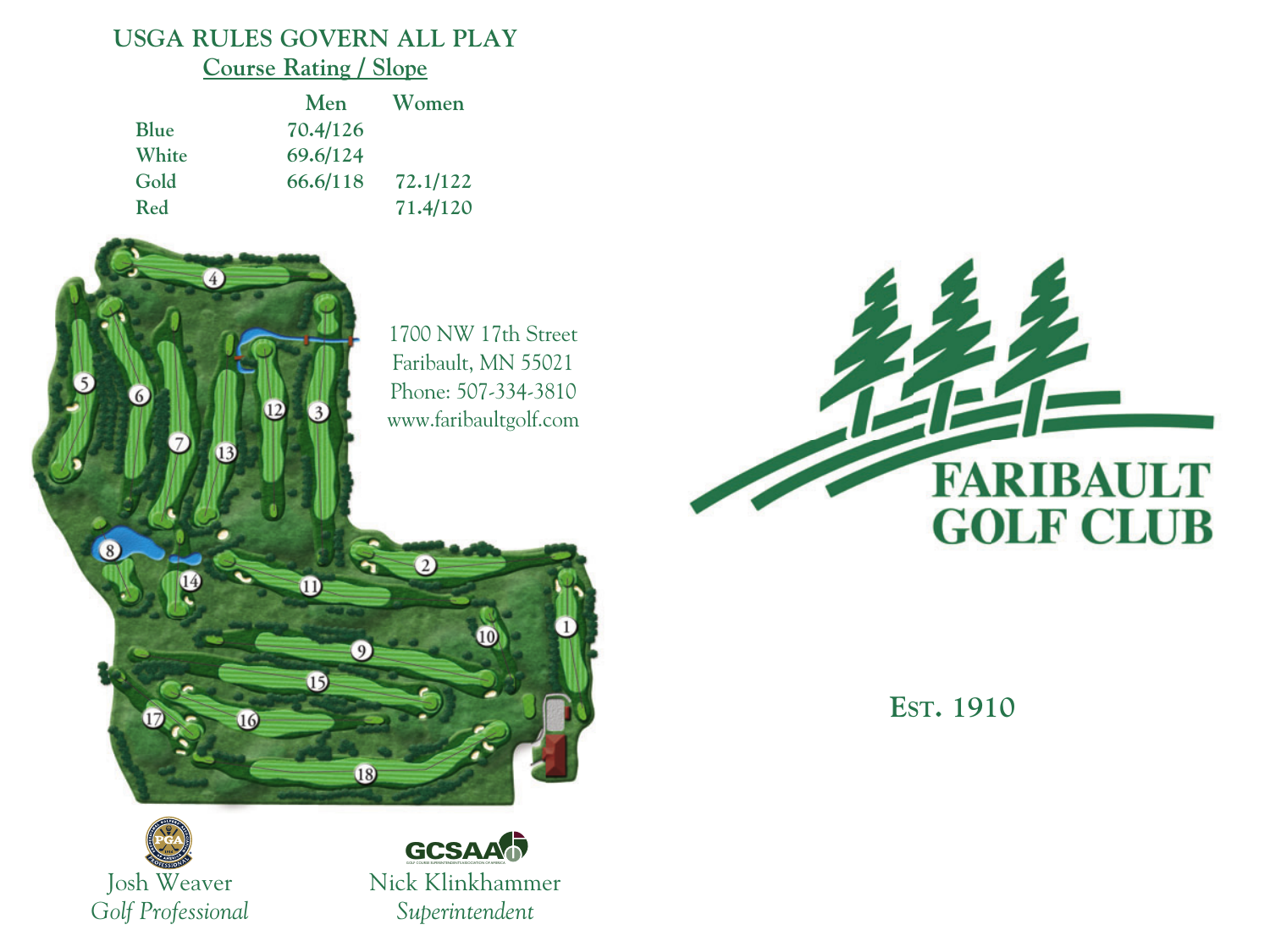## USGA RULES GOVERN ALL PLAY

**Course Rating / Slope**

| | Men | Women |
|---|---|---|
| Blue | 70.4/126 | |
| White | 69.6/124 | |
| Gold | 66.6/118 | 72.1/122 |
| Red | | 71.4/120 |

1700 NW 17th Street
Faribault, MN 55021
Phone: 507-334-3810
www.faribaultgolf.com

Josh Weaver
*Golf Professional*

Nick Klinkhammer
*Superintendent*

# FARIBAULT GOLF CLUB

EST. 1910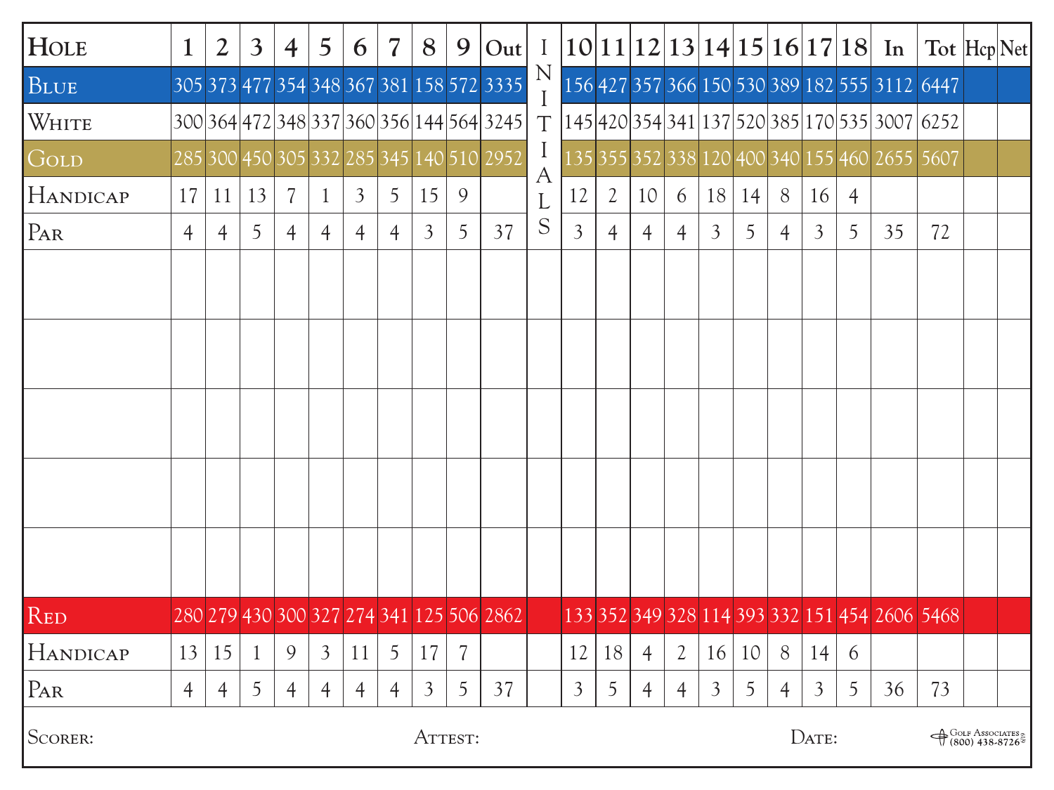| Hole | 1 | 2 | 3 | 4 | 5 | 6 | 7 | 8 | 9 | Out | INITIALS | 10 | 11 | 12 | 13 | 14 | 15 | 16 | 17 | 18 | In | Tot | Hcp | Net |
|---|---|---|---|---|---|---|---|---|---|---|---|---|---|---|---|---|---|---|---|---|---|---|---|---|
| Blue | 305 | 373 | 477 | 354 | 348 | 367 | 381 | 158 | 572 | 3335 | | 156 | 427 | 357 | 366 | 150 | 530 | 389 | 182 | 555 | 3112 | 6447 | | |
| White | 300 | 364 | 472 | 348 | 337 | 360 | 356 | 144 | 564 | 3245 | | 145 | 420 | 354 | 341 | 137 | 520 | 385 | 170 | 535 | 3007 | 6252 | | |
| Gold | 285 | 300 | 450 | 305 | 332 | 285 | 345 | 140 | 510 | 2952 | | 135 | 355 | 352 | 338 | 120 | 400 | 340 | 155 | 460 | 2655 | 5607 | | |
| Handicap | 17 | 11 | 13 | 7 | 1 | 3 | 5 | 15 | 9 | | | 12 | 2 | 10 | 6 | 18 | 14 | 8 | 16 | 4 | | | | |
| Par | 4 | 4 | 5 | 4 | 4 | 4 | 4 | 3 | 5 | 37 | | 3 | 4 | 4 | 4 | 3 | 5 | 4 | 3 | 5 | 35 | 72 | | |
| | | | | | | | | | | | | | | | | | | | | | | | | |
| | | | | | | | | | | | | | | | | | | | | | | | | |
| | | | | | | | | | | | | | | | | | | | | | | | | |
| | | | | | | | | | | | | | | | | | | | | | | | | |
| | | | | | | | | | | | | | | | | | | | | | | | | |
| Red | 280 | 279 | 430 | 300 | 327 | 274 | 341 | 125 | 506 | 2862 | | 133 | 352 | 349 | 328 | 114 | 393 | 332 | 151 | 454 | 2606 | 5468 | | |
| Handicap | 13 | 15 | 1 | 9 | 3 | 11 | 5 | 17 | 7 | | | 12 | 18 | 4 | 2 | 16 | 10 | 8 | 14 | 6 | | | | |
| Par | 4 | 4 | 5 | 4 | 4 | 4 | 4 | 3 | 5 | 37 | | 3 | 5 | 4 | 4 | 3 | 5 | 4 | 3 | 5 | 36 | 73 | | |

Scorer: Attest: Date:

Golf Associates (800) 438-8726